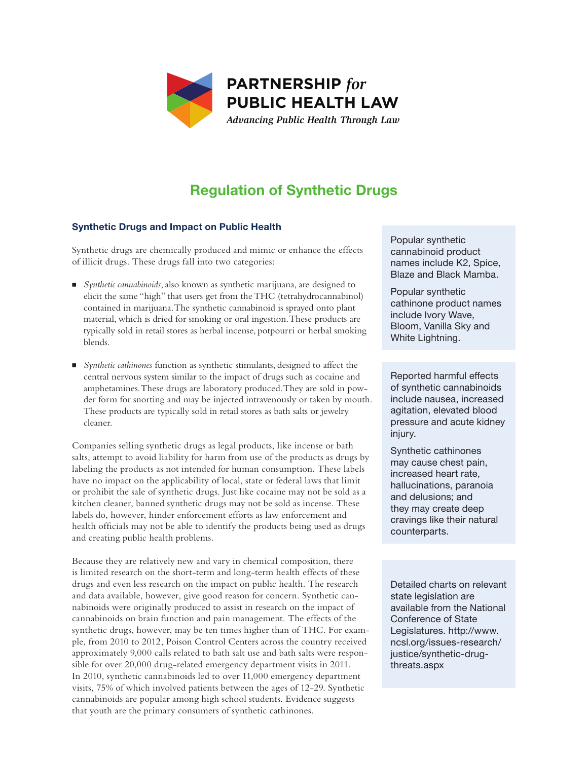**PARTNERSHIP *for* PUBLIC HEALTH LAW**

***Advancing Public Health Through Law***

# Regulation of Synthetic Drugs

## Synthetic Drugs and Impact on Public Health

Synthetic drugs are chemically produced and mimic or enhance the effects of illicit drugs. These drugs fall into two categories:

- *Synthetic cannabinoids*, also known as synthetic marijuana, are designed to elicit the same "high" that users get from the THC (tetrahydrocannabinol) contained in marijuana. The synthetic cannabinoid is sprayed onto plant material, which is dried for smoking or oral ingestion. These products are typically sold in retail stores as herbal incense, potpourri or herbal smoking blends.
- *Synthetic cathinones* function as synthetic stimulants, designed to affect the central nervous system similar to the impact of drugs such as cocaine and amphetamines. These drugs are laboratory produced. They are sold in powder form for snorting and may be injected intravenously or taken by mouth. These products are typically sold in retail stores as bath salts or jewelry cleaner.

Companies selling synthetic drugs as legal products, like incense or bath salts, attempt to avoid liability for harm from use of the products as drugs by labeling the products as not intended for human consumption. These labels have no impact on the applicability of local, state or federal laws that limit or prohibit the sale of synthetic drugs. Just like cocaine may not be sold as a kitchen cleaner, banned synthetic drugs may not be sold as incense. These labels do, however, hinder enforcement efforts as law enforcement and health officials may not be able to identify the products being used as drugs and creating public health problems.

Because they are relatively new and vary in chemical composition, there is limited research on the short-term and long-term health effects of these drugs and even less research on the impact on public health. The research and data available, however, give good reason for concern. Synthetic cannabinoids were originally produced to assist in research on the impact of cannabinoids on brain function and pain management. The effects of the synthetic drugs, however, may be ten times higher than of THC. For example, from 2010 to 2012, Poison Control Centers across the country received approximately 9,000 calls related to bath salt use and bath salts were responsible for over 20,000 drug-related emergency department visits in 2011. In 2010, synthetic cannabinoids led to over 11,000 emergency department visits, 75% of which involved patients between the ages of 12-29. Synthetic cannabinoids are popular among high school students. Evidence suggests that youth are the primary consumers of synthetic cathinones.

Popular synthetic cannabinoid product names include K2, Spice, Blaze and Black Mamba.

Popular synthetic cathinone product names include Ivory Wave, Bloom, Vanilla Sky and White Lightning.

Reported harmful effects of synthetic cannabinoids include nausea, increased agitation, elevated blood pressure and acute kidney injury.

Synthetic cathinones may cause chest pain, increased heart rate, hallucinations, paranoia and delusions; and they may create deep cravings like their natural counterparts.

Detailed charts on relevant state legislation are available from the National Conference of State Legislatures. http://www.ncsl.org/issues-research/justice/synthetic-drug-threats.aspx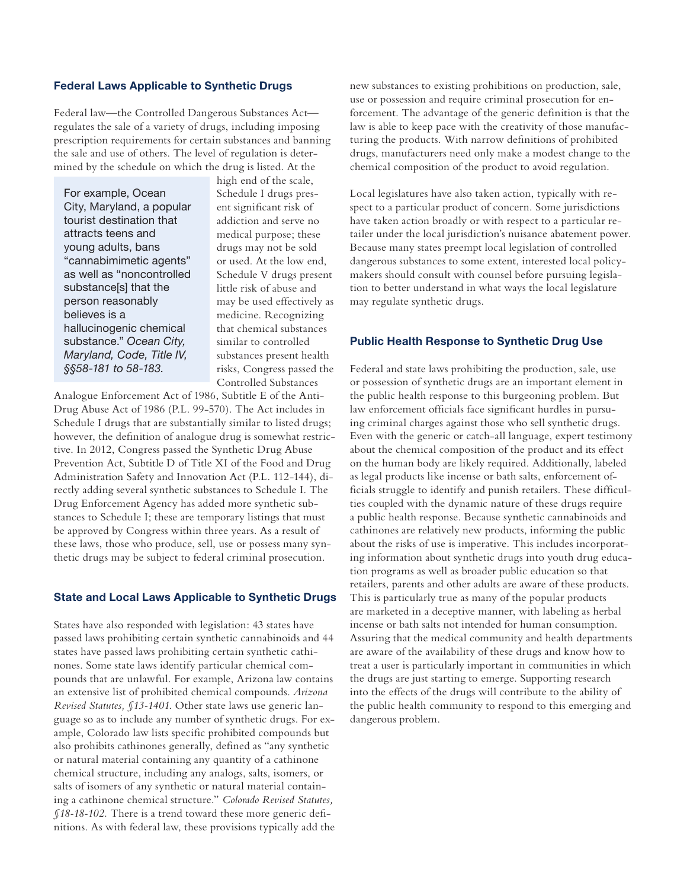## Federal Laws Applicable to Synthetic Drugs

Federal law—the Controlled Dangerous Substances Act—regulates the sale of a variety of drugs, including imposing prescription requirements for certain substances and banning the sale and use of others. The level of regulation is determined by the schedule on which the drug is listed. At the high end of the scale, Schedule I drugs present significant risk of addiction and serve no medical purpose; these drugs may not be sold or used. At the low end, Schedule V drugs present little risk of abuse and may be used effectively as medicine. Recognizing that chemical substances similar to controlled substances present health risks, Congress passed the Controlled Substances Analogue Enforcement Act of 1986, Subtitle E of the Anti-Drug Abuse Act of 1986 (P.L. 99-570). The Act includes in Schedule I drugs that are substantially similar to listed drugs; however, the definition of analogue drug is somewhat restrictive. In 2012, Congress passed the Synthetic Drug Abuse Prevention Act, Subtitle D of Title XI of the Food and Drug Administration Safety and Innovation Act (P.L. 112-144), directly adding several synthetic substances to Schedule I. The Drug Enforcement Agency has added more synthetic substances to Schedule I; these are temporary listings that must be approved by Congress within three years. As a result of these laws, those who produce, sell, use or possess many synthetic drugs may be subject to federal criminal prosecution.

> For example, Ocean City, Maryland, a popular tourist destination that attracts teens and young adults, bans "cannabimimetic agents" as well as "noncontrolled substance[s] that the person reasonably believes is a hallucinogenic chemical substance." *Ocean City, Maryland, Code, Title IV, §§58-181 to 58-183.*

## State and Local Laws Applicable to Synthetic Drugs

States have also responded with legislation: 43 states have passed laws prohibiting certain synthetic cannabinoids and 44 states have passed laws prohibiting certain synthetic cathinones. Some state laws identify particular chemical compounds that are unlawful. For example, Arizona law contains an extensive list of prohibited chemical compounds. *Arizona Revised Statutes, §13-1401.* Other state laws use generic language so as to include any number of synthetic drugs. For example, Colorado law lists specific prohibited compounds but also prohibits cathinones generally, defined as "any synthetic or natural material containing any quantity of a cathinone chemical structure, including any analogs, salts, isomers, or salts of isomers of any synthetic or natural material containing a cathinone chemical structure." *Colorado Revised Statutes, §18-18-102.* There is a trend toward these more generic definitions. As with federal law, these provisions typically add the new substances to existing prohibitions on production, sale, use or possession and require criminal prosecution for enforcement. The advantage of the generic definition is that the law is able to keep pace with the creativity of those manufacturing the products. With narrow definitions of prohibited drugs, manufacturers need only make a modest change to the chemical composition of the product to avoid regulation.

Local legislatures have also taken action, typically with respect to a particular product of concern. Some jurisdictions have taken action broadly or with respect to a particular retailer under the local jurisdiction's nuisance abatement power. Because many states preempt local legislation of controlled dangerous substances to some extent, interested local policymakers should consult with counsel before pursuing legislation to better understand in what ways the local legislature may regulate synthetic drugs.

## Public Health Response to Synthetic Drug Use

Federal and state laws prohibiting the production, sale, use or possession of synthetic drugs are an important element in the public health response to this burgeoning problem. But law enforcement officials face significant hurdles in pursuing criminal charges against those who sell synthetic drugs. Even with the generic or catch-all language, expert testimony about the chemical composition of the product and its effect on the human body are likely required. Additionally, labeled as legal products like incense or bath salts, enforcement officials struggle to identify and punish retailers. These difficulties coupled with the dynamic nature of these drugs require a public health response. Because synthetic cannabinoids and cathinones are relatively new products, informing the public about the risks of use is imperative. This includes incorporating information about synthetic drugs into youth drug education programs as well as broader public education so that retailers, parents and other adults are aware of these products. This is particularly true as many of the popular products are marketed in a deceptive manner, with labeling as herbal incense or bath salts not intended for human consumption. Assuring that the medical community and health departments are aware of the availability of these drugs and know how to treat a user is particularly important in communities in which the drugs are just starting to emerge. Supporting research into the effects of the drugs will contribute to the ability of the public health community to respond to this emerging and dangerous problem.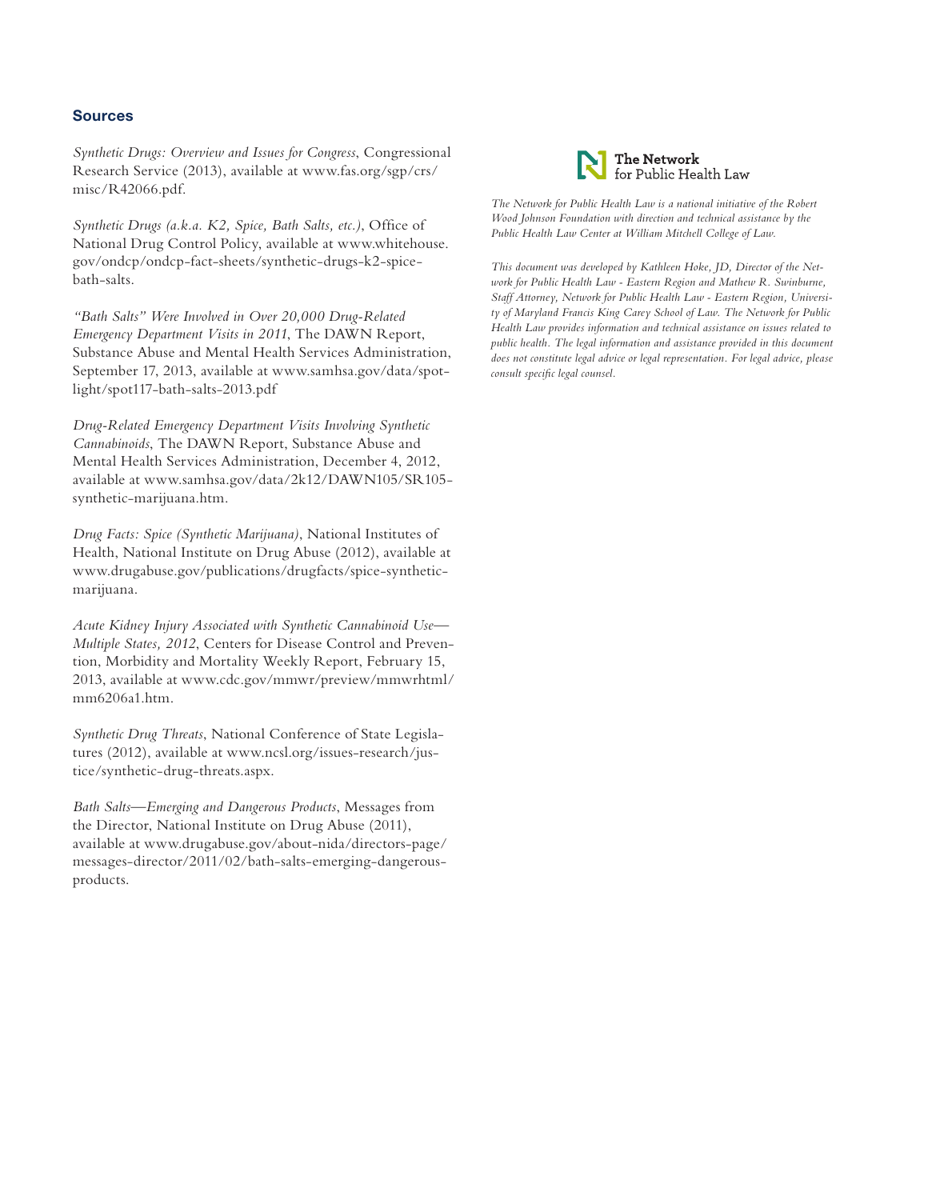## Sources

*Synthetic Drugs: Overview and Issues for Congress*, Congressional Research Service (2013), available at www.fas.org/sgp/crs/misc/R42066.pdf.

*Synthetic Drugs (a.k.a. K2, Spice, Bath Salts, etc.)*, Office of National Drug Control Policy, available at www.whitehouse.gov/ondcp/ondcp-fact-sheets/synthetic-drugs-k2-spice-bath-salts.

*"Bath Salts" Were Involved in Over 20,000 Drug-Related Emergency Department Visits in 2011*, The DAWN Report, Substance Abuse and Mental Health Services Administration, September 17, 2013, available at www.samhsa.gov/data/spotlight/spot117-bath-salts-2013.pdf

*Drug-Related Emergency Department Visits Involving Synthetic Cannabinoids*, The DAWN Report, Substance Abuse and Mental Health Services Administration, December 4, 2012, available at www.samhsa.gov/data/2k12/DAWN105/SR105-synthetic-marijuana.htm.

*Drug Facts: Spice (Synthetic Marijuana)*, National Institutes of Health, National Institute on Drug Abuse (2012), available at www.drugabuse.gov/publications/drugfacts/spice-synthetic-marijuana.

*Acute Kidney Injury Associated with Synthetic Cannabinoid Use—Multiple States, 2012*, Centers for Disease Control and Prevention, Morbidity and Mortality Weekly Report, February 15, 2013, available at www.cdc.gov/mmwr/preview/mmwrhtml/mm6206a1.htm.

*Synthetic Drug Threats*, National Conference of State Legislatures (2012), available at www.ncsl.org/issues-research/justice/synthetic-drug-threats.aspx.

*Bath Salts—Emerging and Dangerous Products*, Messages from the Director, National Institute on Drug Abuse (2011), available at www.drugabuse.gov/about-nida/directors-page/messages-director/2011/02/bath-salts-emerging-dangerous-products.

The Network for Public Health Law

*The Network for Public Health Law is a national initiative of the Robert Wood Johnson Foundation with direction and technical assistance by the Public Health Law Center at William Mitchell College of Law.*

*This document was developed by Kathleen Hoke, JD, Director of the Network for Public Health Law - Eastern Region and Mathew R. Swinburne, Staff Attorney, Network for Public Health Law - Eastern Region, University of Maryland Francis King Carey School of Law. The Network for Public Health Law provides information and technical assistance on issues related to public health. The legal information and assistance provided in this document does not constitute legal advice or legal representation. For legal advice, please consult specific legal counsel.*